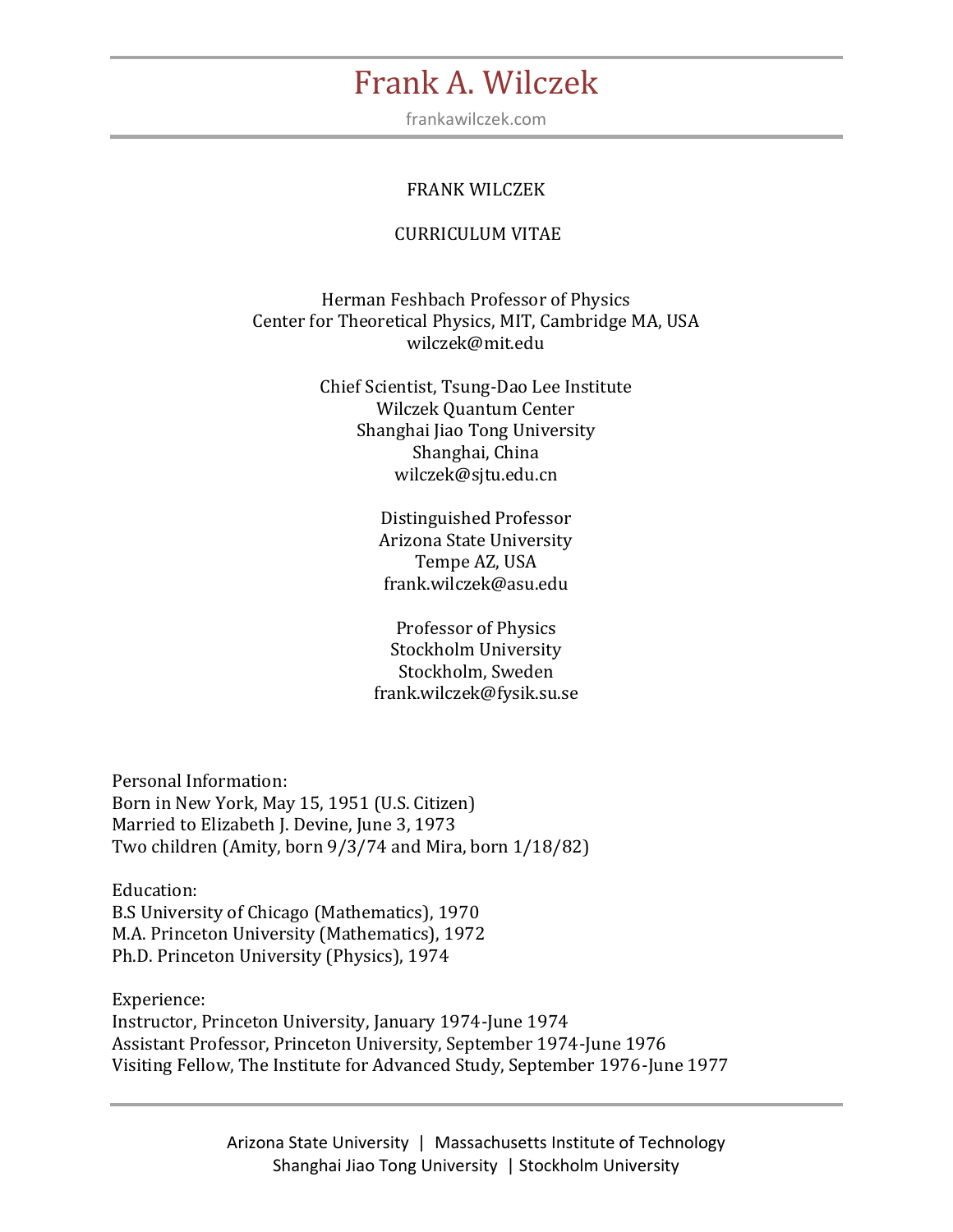# Frank A. Wilczek

frankawilczek.com

FRANK WILCZEK

CURRICULUM VITAE

Herman Feshbach Professor of Physics
Center for Theoretical Physics, MIT, Cambridge MA, USA
wilczek@mit.edu

Chief Scientist, Tsung-Dao Lee Institute
Wilczek Quantum Center
Shanghai Jiao Tong University
Shanghai, China
wilczek@sjtu.edu.cn

Distinguished Professor
Arizona State University
Tempe AZ, USA
frank.wilczek@asu.edu

Professor of Physics
Stockholm University
Stockholm, Sweden
frank.wilczek@fysik.su.se

Personal Information:
Born in New York, May 15, 1951 (U.S. Citizen)
Married to Elizabeth J. Devine, June 3, 1973
Two children (Amity, born 9/3/74 and Mira, born 1/18/82)

Education:
B.S University of Chicago (Mathematics), 1970
M.A. Princeton University (Mathematics), 1972
Ph.D. Princeton University (Physics), 1974

Experience:
Instructor, Princeton University, January 1974-June 1974
Assistant Professor, Princeton University, September 1974-June 1976
Visiting Fellow, The Institute for Advanced Study, September 1976-June 1977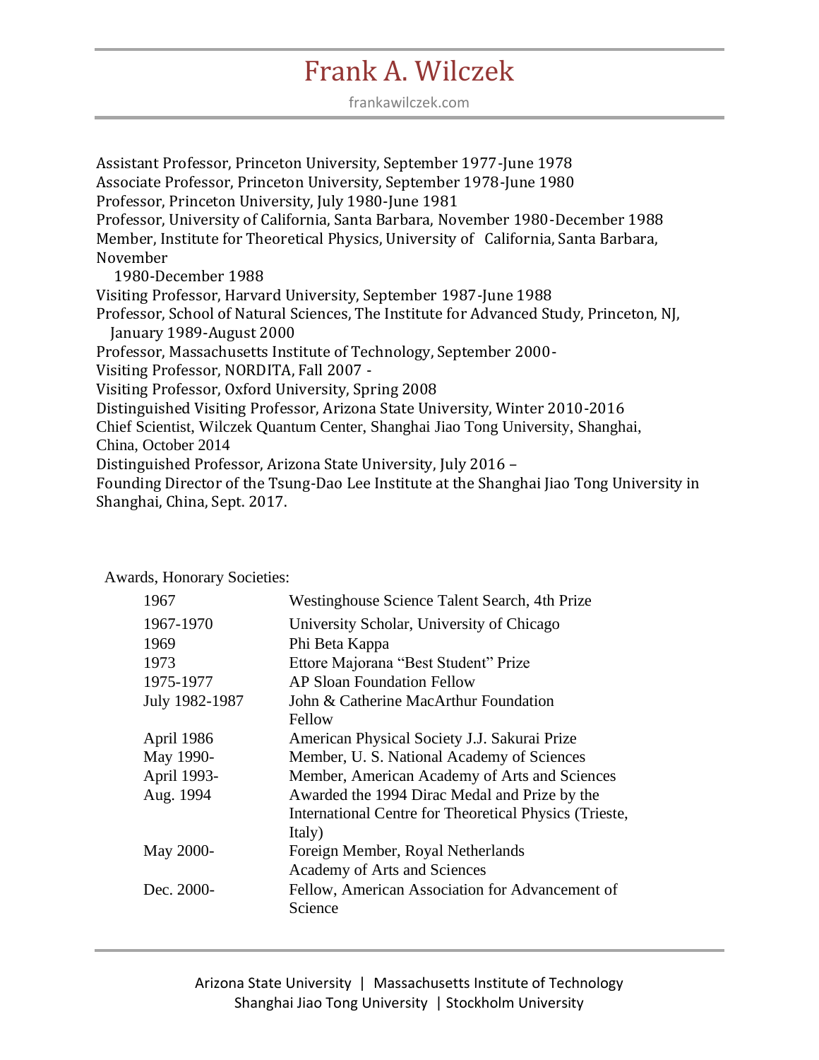Assistant Professor, Princeton University, September 1977-June 1978
Associate Professor, Princeton University, September 1978-June 1980
Professor, Princeton University, July 1980-June 1981
Professor, University of California, Santa Barbara, November 1980-December 1988
Member, Institute for Theoretical Physics, University of California, Santa Barbara, November 1980-December 1988
Visiting Professor, Harvard University, September 1987-June 1988
Professor, School of Natural Sciences, The Institute for Advanced Study, Princeton, NJ, January 1989-August 2000
Professor, Massachusetts Institute of Technology, September 2000-
Visiting Professor, NORDITA, Fall 2007 -
Visiting Professor, Oxford University, Spring 2008
Distinguished Visiting Professor, Arizona State University, Winter 2010-2016
Chief Scientist, Wilczek Quantum Center, Shanghai Jiao Tong University, Shanghai, China, October 2014
Distinguished Professor, Arizona State University, July 2016 –
Founding Director of the Tsung-Dao Lee Institute at the Shanghai Jiao Tong University in Shanghai, China, Sept. 2017.

Awards, Honorary Societies:

| | |
|---|---|
| 1967 | Westinghouse Science Talent Search, 4th Prize |
| 1967-1970 | University Scholar, University of Chicago |
| 1969 | Phi Beta Kappa |
| 1973 | Ettore Majorana "Best Student" Prize |
| 1975-1977 | AP Sloan Foundation Fellow |
| July 1982-1987 | John & Catherine MacArthur Foundation Fellow |
| April 1986 | American Physical Society J.J. Sakurai Prize |
| May 1990- | Member, U. S. National Academy of Sciences |
| April 1993- | Member, American Academy of Arts and Sciences |
| Aug. 1994 | Awarded the 1994 Dirac Medal and Prize by the International Centre for Theoretical Physics (Trieste, Italy) |
| May 2000- | Foreign Member, Royal Netherlands Academy of Arts and Sciences |
| Dec. 2000- | Fellow, American Association for Advancement of Science |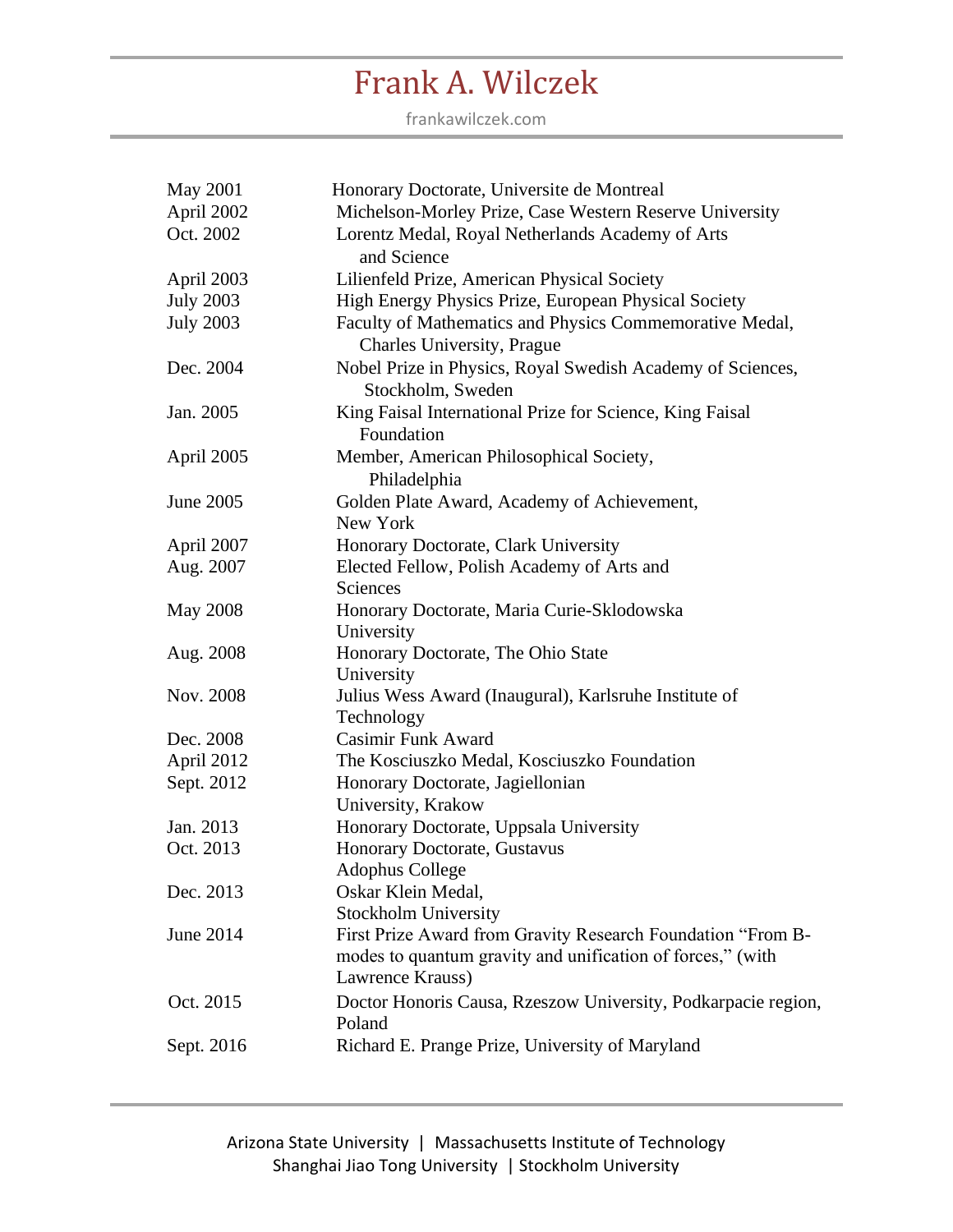| | |
|---|---|
| May 2001 | Honorary Doctorate, Universite de Montreal |
| April 2002 | Michelson-Morley Prize, Case Western Reserve University |
| Oct. 2002 | Lorentz Medal, Royal Netherlands Academy of Arts and Science |
| April 2003 | Lilienfeld Prize, American Physical Society |
| July 2003 | High Energy Physics Prize, European Physical Society |
| July 2003 | Faculty of Mathematics and Physics Commemorative Medal, Charles University, Prague |
| Dec. 2004 | Nobel Prize in Physics, Royal Swedish Academy of Sciences, Stockholm, Sweden |
| Jan. 2005 | King Faisal International Prize for Science, King Faisal Foundation |
| April 2005 | Member, American Philosophical Society, Philadelphia |
| June 2005 | Golden Plate Award, Academy of Achievement, New York |
| April 2007 | Honorary Doctorate, Clark University |
| Aug. 2007 | Elected Fellow, Polish Academy of Arts and Sciences |
| May 2008 | Honorary Doctorate, Maria Curie-Sklodowska University |
| Aug. 2008 | Honorary Doctorate, The Ohio State University |
| Nov. 2008 | Julius Wess Award (Inaugural), Karlsruhe Institute of Technology |
| Dec. 2008 | Casimir Funk Award |
| April 2012 | The Kosciuszko Medal, Kosciuszko Foundation |
| Sept. 2012 | Honorary Doctorate, Jagiellonian University, Krakow |
| Jan. 2013 | Honorary Doctorate, Uppsala University |
| Oct. 2013 | Honorary Doctorate, Gustavus Adophus College |
| Dec. 2013 | Oskar Klein Medal, Stockholm University |
| June 2014 | First Prize Award from Gravity Research Foundation "From B-modes to quantum gravity and unification of forces," (with Lawrence Krauss) |
| Oct. 2015 | Doctor Honoris Causa, Rzeszow University, Podkarpacie region, Poland |
| Sept. 2016 | Richard E. Prange Prize, University of Maryland |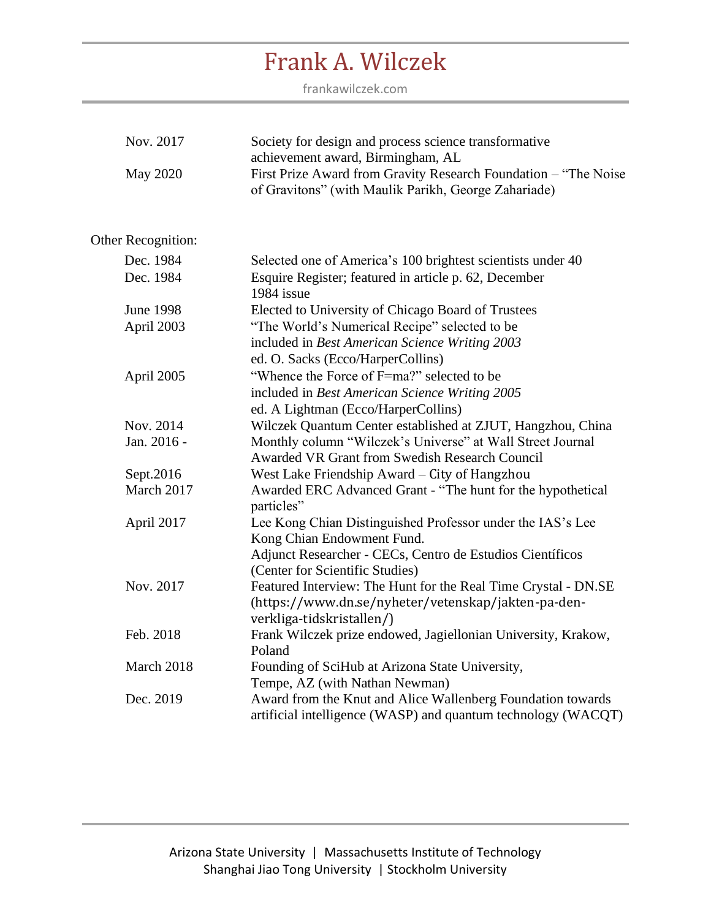| | |
|---|---|
| Nov. 2017 | Society for design and process science transformative achievement award, Birmingham, AL |
| May 2020 | First Prize Award from Gravity Research Foundation – "The Noise of Gravitons" (with Maulik Parikh, George Zahariade) |

Other Recognition:

| | |
|---|---|
| Dec. 1984 | Selected one of America's 100 brightest scientists under 40 |
| Dec. 1984 | Esquire Register; featured in article p. 62, December 1984 issue |
| June 1998 | Elected to University of Chicago Board of Trustees |
| April 2003 | "The World's Numerical Recipe" selected to be included in *Best American Science Writing 2003* ed. O. Sacks (Ecco/HarperCollins) |
| April 2005 | "Whence the Force of F=ma?" selected to be included in *Best American Science Writing 2005* ed. A Lightman (Ecco/HarperCollins) |
| Nov. 2014 | Wilczek Quantum Center established at ZJUT, Hangzhou, China |
| Jan. 2016 - | Monthly column "Wilczek's Universe" at Wall Street Journal |
| | Awarded VR Grant from Swedish Research Council |
| Sept.2016 | West Lake Friendship Award – City of Hangzhou |
| March 2017 | Awarded ERC Advanced Grant - "The hunt for the hypothetical particles" |
| April 2017 | Lee Kong Chian Distinguished Professor under the IAS's Lee Kong Chian Endowment Fund. |
| | Adjunct Researcher - CECs, Centro de Estudios Científicos (Center for Scientific Studies) |
| Nov. 2017 | Featured Interview: The Hunt for the Real Time Crystal - DN.SE (https://www.dn.se/nyheter/vetenskap/jakten-pa-den-verkliga-tidskristallen/) |
| Feb. 2018 | Frank Wilczek prize endowed, Jagiellonian University, Krakow, Poland |
| March 2018 | Founding of SciHub at Arizona State University, Tempe, AZ (with Nathan Newman) |
| Dec. 2019 | Award from the Knut and Alice Wallenberg Foundation towards artificial intelligence (WASP) and quantum technology (WACQT) |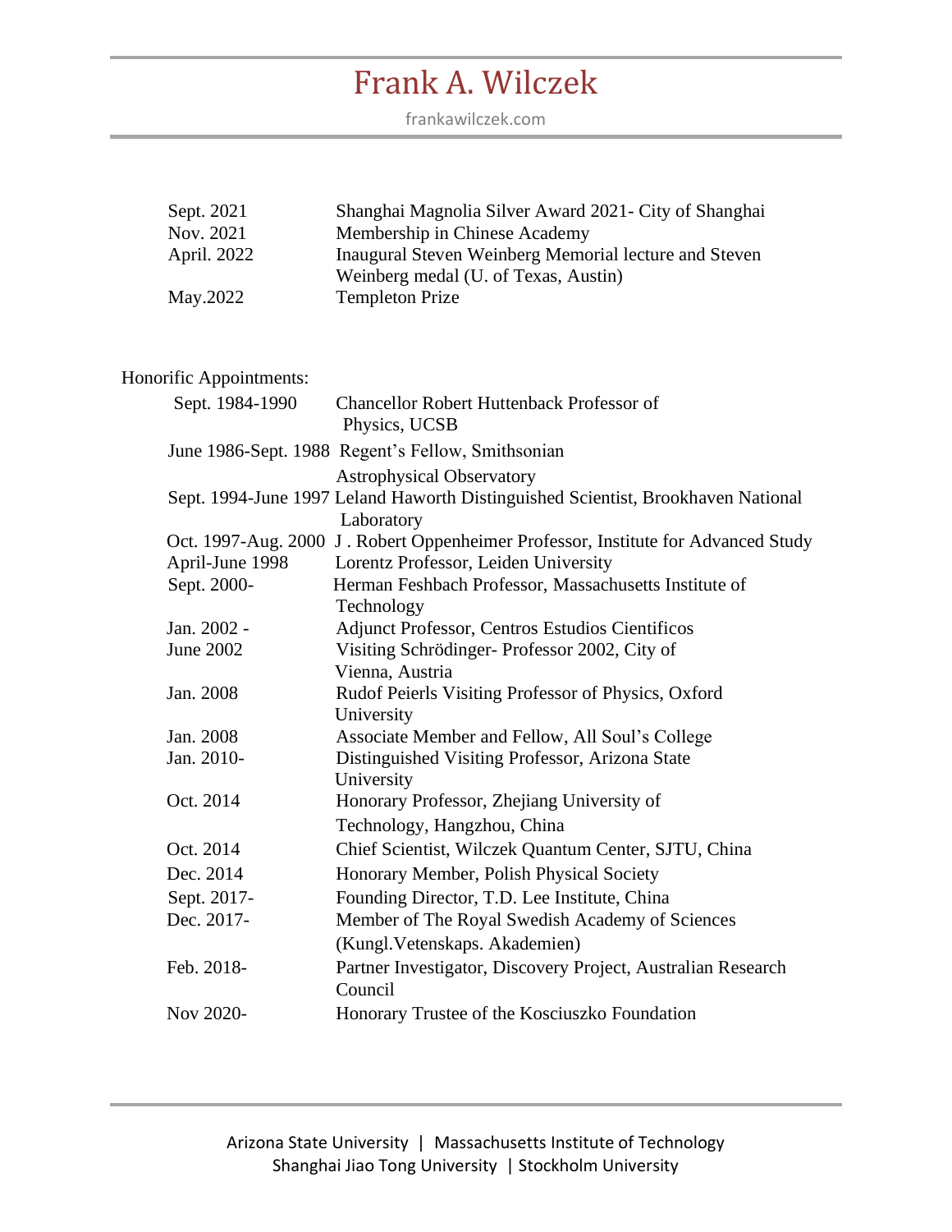| | |
|---|---|
| Sept. 2021 | Shanghai Magnolia Silver Award 2021- City of Shanghai |
| Nov. 2021 | Membership in Chinese Academy |
| April. 2022 | Inaugural Steven Weinberg Memorial lecture and Steven Weinberg medal (U. of Texas, Austin) |
| May.2022 | Templeton Prize |

Honorific Appointments:

| | |
|---|---|
| Sept. 1984-1990 | Chancellor Robert Huttenback Professor of Physics, UCSB |
| June 1986-Sept. 1988 | Regent's Fellow, Smithsonian Astrophysical Observatory |
| Sept. 1994-June 1997 | Leland Haworth Distinguished Scientist, Brookhaven National Laboratory |
| Oct. 1997-Aug. 2000 | J . Robert Oppenheimer Professor, Institute for Advanced Study |
| April-June 1998 | Lorentz Professor, Leiden University |
| Sept. 2000- | Herman Feshbach Professor, Massachusetts Institute of Technology |
| Jan. 2002 - | Adjunct Professor, Centros Estudios Cientificos |
| June 2002 | Visiting Schrödinger- Professor 2002, City of Vienna, Austria |
| Jan. 2008 | Rudof Peierls Visiting Professor of Physics, Oxford University |
| Jan. 2008 | Associate Member and Fellow, All Soul's College |
| Jan. 2010- | Distinguished Visiting Professor, Arizona State University |
| Oct. 2014 | Honorary Professor, Zhejiang University of Technology, Hangzhou, China |
| Oct. 2014 | Chief Scientist, Wilczek Quantum Center, SJTU, China |
| Dec. 2014 | Honorary Member, Polish Physical Society |
| Sept. 2017- | Founding Director, T.D. Lee Institute, China |
| Dec. 2017- | Member of The Royal Swedish Academy of Sciences (Kungl.Vetenskaps. Akademien) |
| Feb. 2018- | Partner Investigator, Discovery Project, Australian Research Council |
| Nov 2020- | Honorary Trustee of the Kosciuszko Foundation |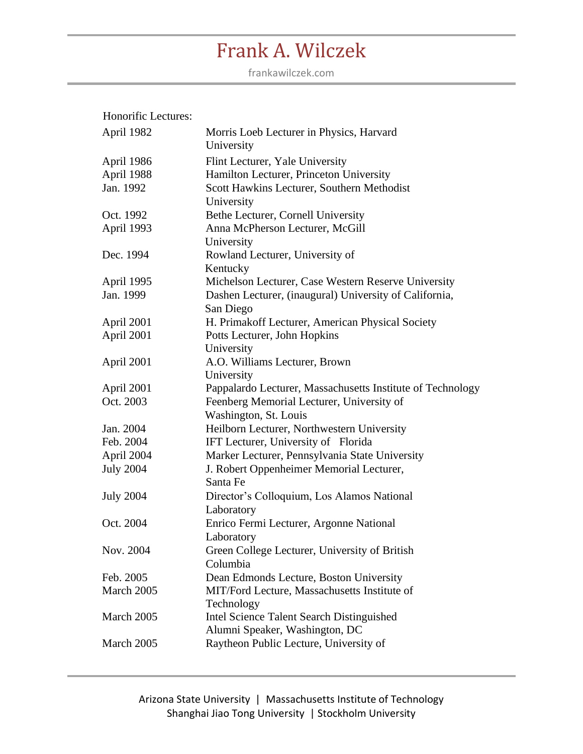Honorific Lectures:

| | |
|---|---|
| April 1982 | Morris Loeb Lecturer in Physics, Harvard University |
| April 1986 | Flint Lecturer, Yale University |
| April 1988 | Hamilton Lecturer, Princeton University |
| Jan. 1992 | Scott Hawkins Lecturer, Southern Methodist University |
| Oct. 1992 | Bethe Lecturer, Cornell University |
| April 1993 | Anna McPherson Lecturer, McGill University |
| Dec. 1994 | Rowland Lecturer, University of Kentucky |
| April 1995 | Michelson Lecturer, Case Western Reserve University |
| Jan. 1999 | Dashen Lecturer, (inaugural) University of California, San Diego |
| April 2001 | H. Primakoff Lecturer, American Physical Society |
| April 2001 | Potts Lecturer, John Hopkins University |
| April 2001 | A.O. Williams Lecturer, Brown University |
| April 2001 | Pappalardo Lecturer, Massachusetts Institute of Technology |
| Oct. 2003 | Feenberg Memorial Lecturer, University of Washington, St. Louis |
| Jan. 2004 | Heilborn Lecturer, Northwestern University |
| Feb. 2004 | IFT Lecturer, University of Florida |
| April 2004 | Marker Lecturer, Pennsylvania State University |
| July 2004 | J. Robert Oppenheimer Memorial Lecturer, Santa Fe |
| July 2004 | Director's Colloquium, Los Alamos National Laboratory |
| Oct. 2004 | Enrico Fermi Lecturer, Argonne National Laboratory |
| Nov. 2004 | Green College Lecturer, University of British Columbia |
| Feb. 2005 | Dean Edmonds Lecture, Boston University |
| March 2005 | MIT/Ford Lecture, Massachusetts Institute of Technology |
| March 2005 | Intel Science Talent Search Distinguished Alumni Speaker, Washington, DC |
| March 2005 | Raytheon Public Lecture, University of |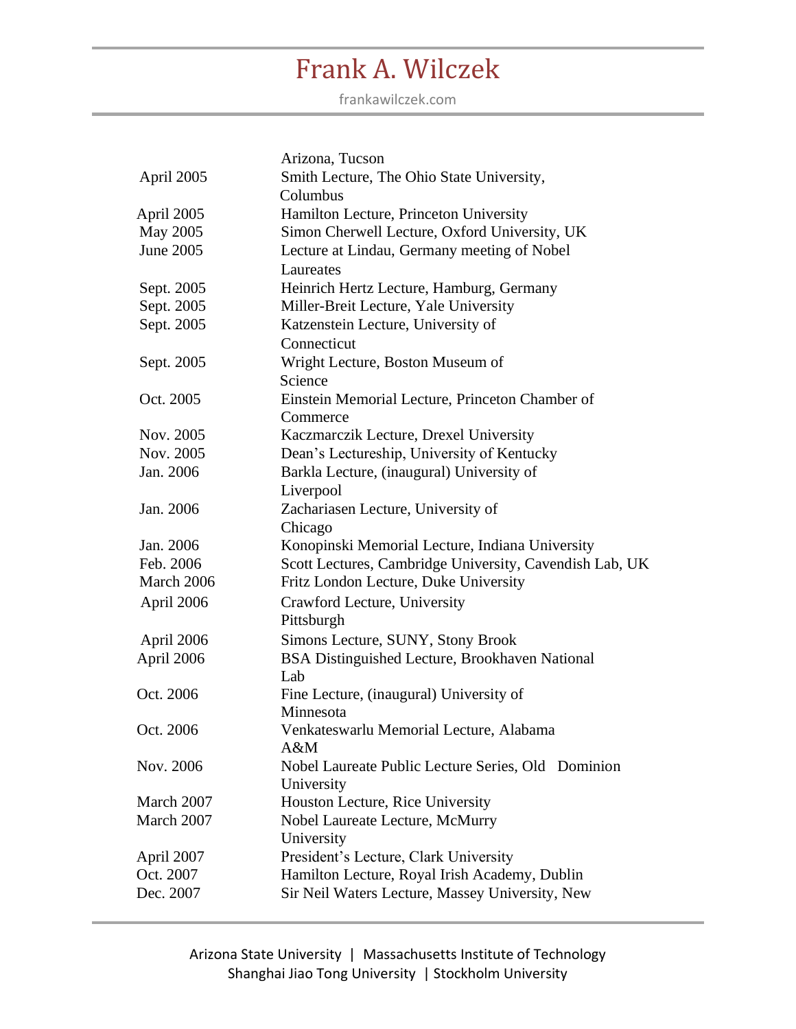| | |
|---|---|
| | Arizona, Tucson |
| April 2005 | Smith Lecture, The Ohio State University, Columbus |
| April 2005 | Hamilton Lecture, Princeton University |
| May 2005 | Simon Cherwell Lecture, Oxford University, UK |
| June 2005 | Lecture at Lindau, Germany meeting of Nobel Laureates |
| Sept. 2005 | Heinrich Hertz Lecture, Hamburg, Germany |
| Sept. 2005 | Miller-Breit Lecture, Yale University |
| Sept. 2005 | Katzenstein Lecture, University of Connecticut |
| Sept. 2005 | Wright Lecture, Boston Museum of Science |
| Oct. 2005 | Einstein Memorial Lecture, Princeton Chamber of Commerce |
| Nov. 2005 | Kaczmarczik Lecture, Drexel University |
| Nov. 2005 | Dean's Lectureship, University of Kentucky |
| Jan. 2006 | Barkla Lecture, (inaugural) University of Liverpool |
| Jan. 2006 | Zachariasen Lecture, University of Chicago |
| Jan. 2006 | Konopinski Memorial Lecture, Indiana University |
| Feb. 2006 | Scott Lectures, Cambridge University, Cavendish Lab, UK |
| March 2006 | Fritz London Lecture, Duke University |
| April 2006 | Crawford Lecture, University Pittsburgh |
| April 2006 | Simons Lecture, SUNY, Stony Brook |
| April 2006 | BSA Distinguished Lecture, Brookhaven National Lab |
| Oct. 2006 | Fine Lecture, (inaugural) University of Minnesota |
| Oct. 2006 | Venkateswarlu Memorial Lecture, Alabama A&M |
| Nov. 2006 | Nobel Laureate Public Lecture Series, Old Dominion University |
| March 2007 | Houston Lecture, Rice University |
| March 2007 | Nobel Laureate Lecture, McMurry University |
| April 2007 | President's Lecture, Clark University |
| Oct. 2007 | Hamilton Lecture, Royal Irish Academy, Dublin |
| Dec. 2007 | Sir Neil Waters Lecture, Massey University, New |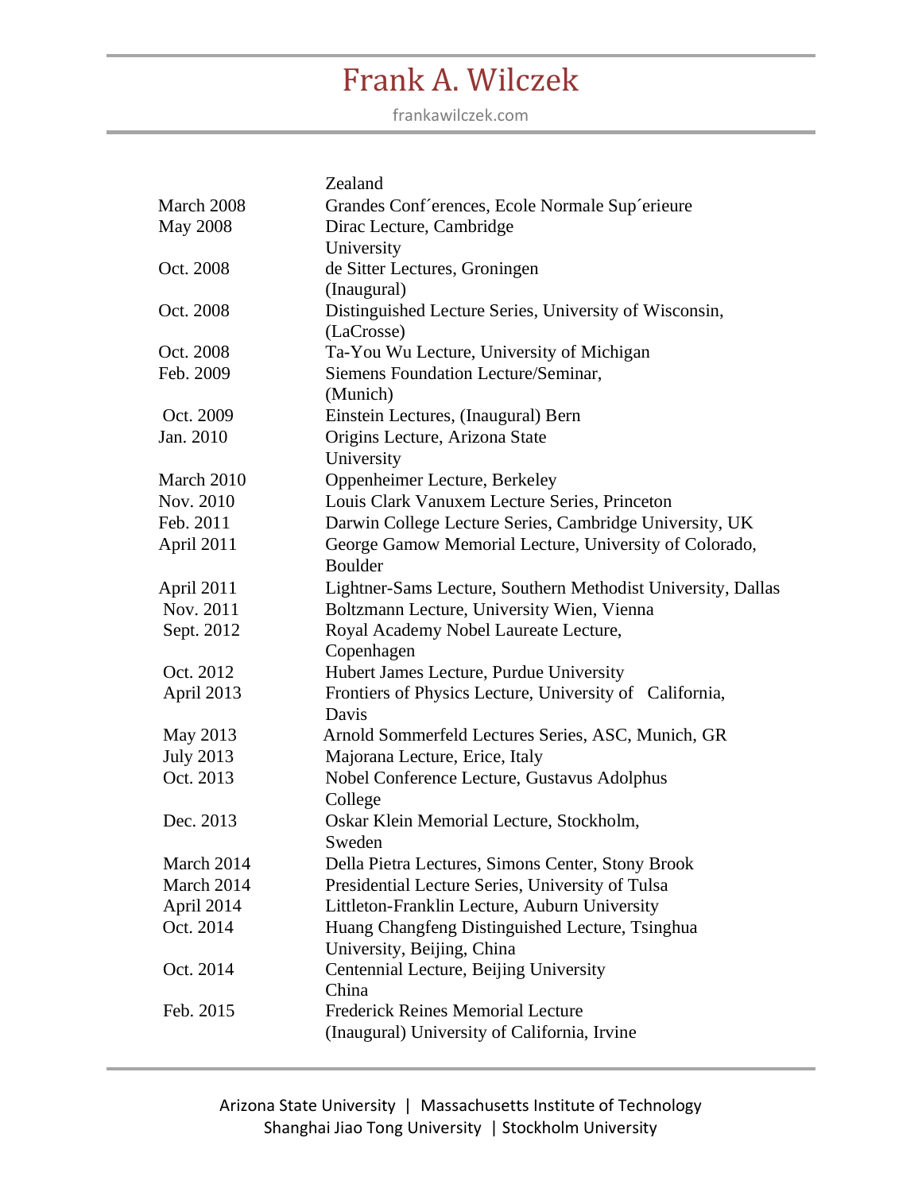| | |
|---|---|
| | Zealand |
| March 2008 | Grandes Conf´erences, Ecole Normale Sup´erieure |
| May 2008 | Dirac Lecture, Cambridge University |
| Oct. 2008 | de Sitter Lectures, Groningen (Inaugural) |
| Oct. 2008 | Distinguished Lecture Series, University of Wisconsin, (LaCrosse) |
| Oct. 2008 | Ta-You Wu Lecture, University of Michigan |
| Feb. 2009 | Siemens Foundation Lecture/Seminar, (Munich) |
| Oct. 2009 | Einstein Lectures, (Inaugural) Bern |
| Jan. 2010 | Origins Lecture, Arizona State University |
| March 2010 | Oppenheimer Lecture, Berkeley |
| Nov. 2010 | Louis Clark Vanuxem Lecture Series, Princeton |
| Feb. 2011 | Darwin College Lecture Series, Cambridge University, UK |
| April 2011 | George Gamow Memorial Lecture, University of Colorado, Boulder |
| April 2011 | Lightner-Sams Lecture, Southern Methodist University, Dallas |
| Nov. 2011 | Boltzmann Lecture, University Wien, Vienna |
| Sept. 2012 | Royal Academy Nobel Laureate Lecture, Copenhagen |
| Oct. 2012 | Hubert James Lecture, Purdue University |
| April 2013 | Frontiers of Physics Lecture, University of California, Davis |
| May 2013 | Arnold Sommerfeld Lectures Series, ASC, Munich, GR |
| July 2013 | Majorana Lecture, Erice, Italy |
| Oct. 2013 | Nobel Conference Lecture, Gustavus Adolphus College |
| Dec. 2013 | Oskar Klein Memorial Lecture, Stockholm, Sweden |
| March 2014 | Della Pietra Lectures, Simons Center, Stony Brook |
| March 2014 | Presidential Lecture Series, University of Tulsa |
| April 2014 | Littleton-Franklin Lecture, Auburn University |
| Oct. 2014 | Huang Changfeng Distinguished Lecture, Tsinghua University, Beijing, China |
| Oct. 2014 | Centennial Lecture, Beijing University China |
| Feb. 2015 | Frederick Reines Memorial Lecture (Inaugural) University of California, Irvine |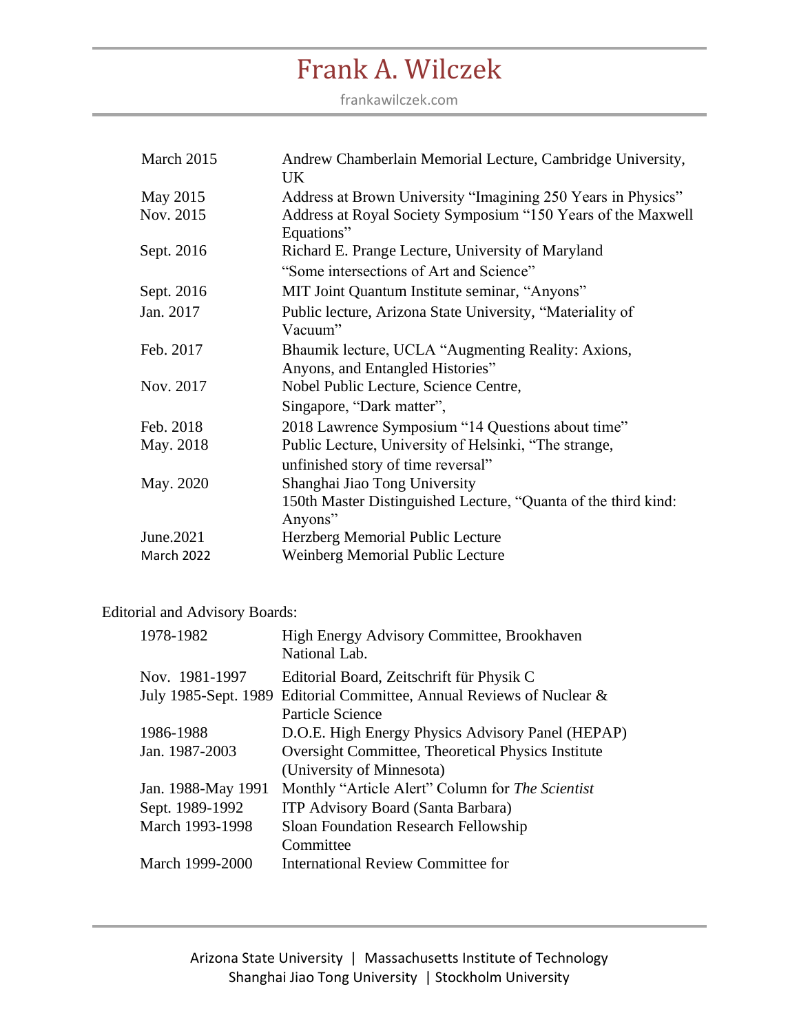| | |
|---|---|
| March 2015 | Andrew Chamberlain Memorial Lecture, Cambridge University, UK |
| May 2015 | Address at Brown University "Imagining 250 Years in Physics" |
| Nov. 2015 | Address at Royal Society Symposium "150 Years of the Maxwell Equations" |
| Sept. 2016 | Richard E. Prange Lecture, University of Maryland "Some intersections of Art and Science" |
| Sept. 2016 | MIT Joint Quantum Institute seminar, "Anyons" |
| Jan. 2017 | Public lecture, Arizona State University, "Materiality of Vacuum" |
| Feb. 2017 | Bhaumik lecture, UCLA "Augmenting Reality: Axions, Anyons, and Entangled Histories" |
| Nov. 2017 | Nobel Public Lecture, Science Centre, Singapore, "Dark matter", |
| Feb. 2018 | 2018 Lawrence Symposium "14 Questions about time" |
| May. 2018 | Public Lecture, University of Helsinki, "The strange, unfinished story of time reversal" |
| May. 2020 | Shanghai Jiao Tong University 150th Master Distinguished Lecture, "Quanta of the third kind: Anyons" |
| June.2021 | Herzberg Memorial Public Lecture |
| March 2022 | Weinberg Memorial Public Lecture |

Editorial and Advisory Boards:

| | |
|---|---|
| 1978-1982 | High Energy Advisory Committee, Brookhaven National Lab. |
| Nov. 1981-1997 | Editorial Board, Zeitschrift für Physik C |
| July 1985-Sept. 1989 | Editorial Committee, Annual Reviews of Nuclear & Particle Science |
| 1986-1988 | D.O.E. High Energy Physics Advisory Panel (HEPAP) |
| Jan. 1987-2003 | Oversight Committee, Theoretical Physics Institute (University of Minnesota) |
| Jan. 1988-May 1991 | Monthly "Article Alert" Column for *The Scientist* |
| Sept. 1989-1992 | ITP Advisory Board (Santa Barbara) |
| March 1993-1998 | Sloan Foundation Research Fellowship Committee |
| March 1999-2000 | International Review Committee for |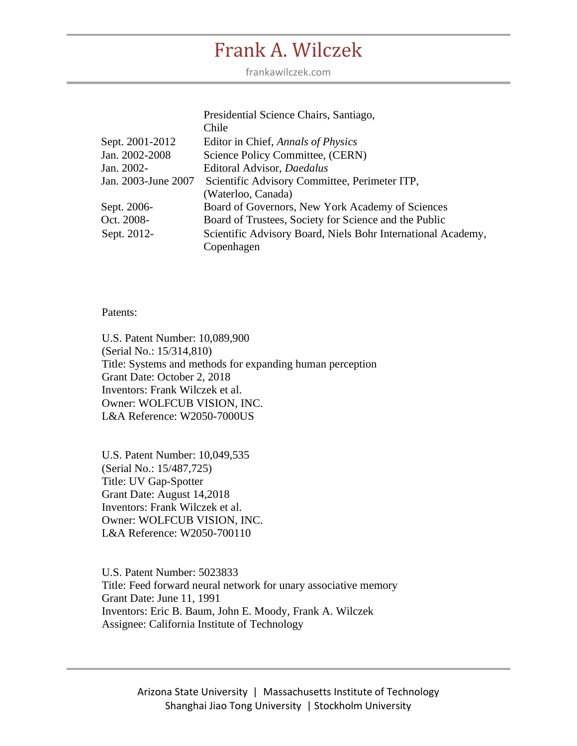| | |
|---|---|
| | Presidential Science Chairs, Santiago, Chile |
| Sept. 2001-2012 | Editor in Chief, *Annals of Physics* |
| Jan. 2002-2008 | Science Policy Committee, (CERN) |
| Jan. 2002- | Editoral Advisor, *Daedalus* |
| Jan. 2003-June 2007 | Scientific Advisory Committee, Perimeter ITP, (Waterloo, Canada) |
| Sept. 2006- | Board of Governors, New York Academy of Sciences |
| Oct. 2008- | Board of Trustees, Society for Science and the Public |
| Sept. 2012- | Scientific Advisory Board, Niels Bohr International Academy, Copenhagen |

Patents:

U.S. Patent Number: 10,089,900
(Serial No.: 15/314,810)
Title: Systems and methods for expanding human perception
Grant Date: October 2, 2018
Inventors: Frank Wilczek et al.
Owner: WOLFCUB VISION, INC.
L&A Reference: W2050-7000US

U.S. Patent Number: 10,049,535
(Serial No.: 15/487,725)
Title: UV Gap-Spotter
Grant Date: August 14,2018
Inventors: Frank Wilczek et al.
Owner: WOLFCUB VISION, INC.
L&A Reference: W2050-700110

U.S. Patent Number: 5023833
Title: Feed forward neural network for unary associative memory
Grant Date: June 11, 1991
Inventors: Eric B. Baum, John E. Moody, Frank A. Wilczek
Assignee: California Institute of Technology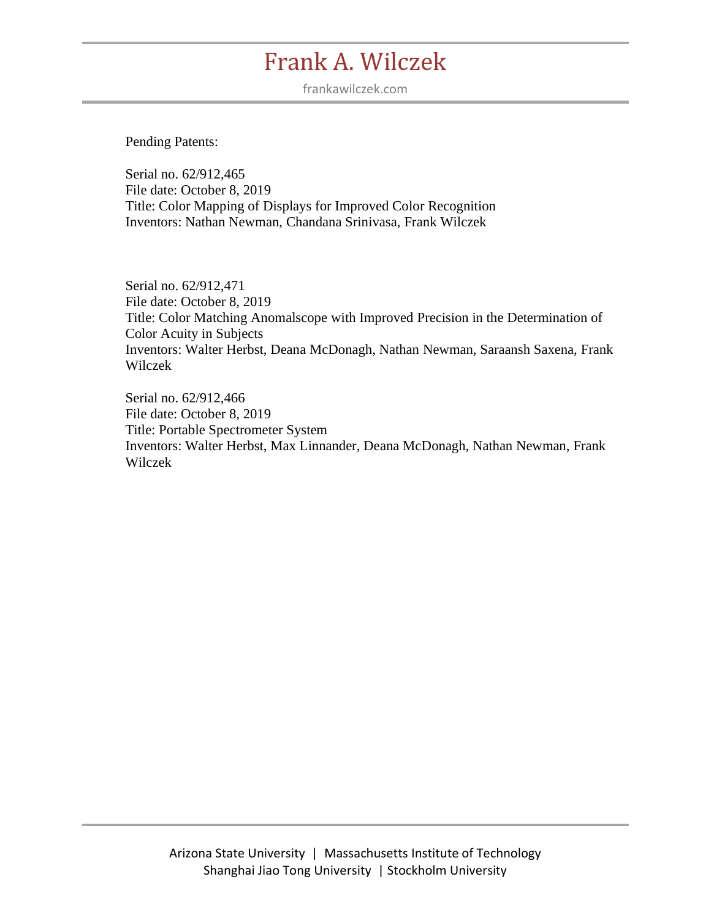Pending Patents:

Serial no. 62/912,465
File date: October 8, 2019
Title: Color Mapping of Displays for Improved Color Recognition
Inventors: Nathan Newman, Chandana Srinivasa, Frank Wilczek

Serial no. 62/912,471
File date: October 8, 2019
Title: Color Matching Anomalscope with Improved Precision in the Determination of Color Acuity in Subjects
Inventors: Walter Herbst, Deana McDonagh, Nathan Newman, Saraansh Saxena, Frank Wilczek

Serial no. 62/912,466
File date: October 8, 2019
Title: Portable Spectrometer System
Inventors: Walter Herbst, Max Linnander, Deana McDonagh, Nathan Newman, Frank Wilczek